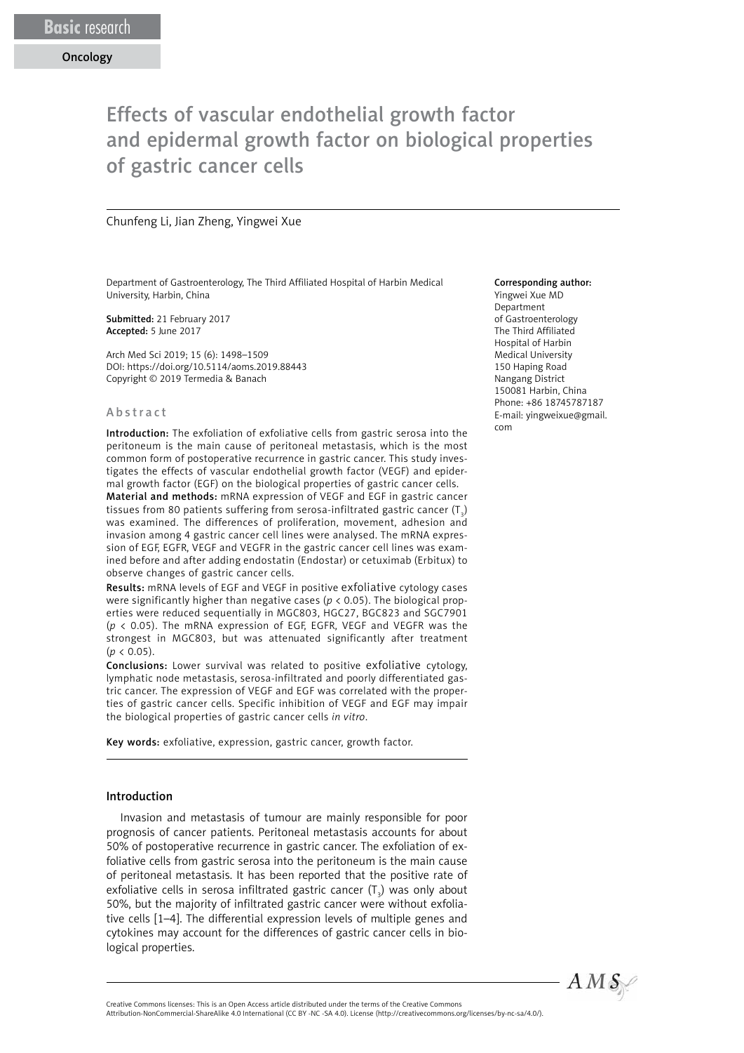Basic research

Oncology

# Effects of vascular endothelial growth factor and epidermal growth factor on biological properties of gastric cancer cells

Chunfeng Li, Jian Zheng, Yingwei Xue

Department of Gastroenterology, The Third Affiliated Hospital of Harbin Medical University, Harbin, China

**Submitted:** 21 February 2017
**Accepted:** 5 June 2017

Arch Med Sci 2019; 15 (6): 1498–1509
DOI: https://doi.org/10.5114/aoms.2019.88443
Copyright © 2019 Termedia & Banach

**Corresponding author:**
Yingwei Xue MD
Department of Gastroenterology
The Third Affiliated Hospital of Harbin Medical University
150 Haping Road
Nangang District
150081 Harbin, China
Phone: +86 18745787187
E-mail: yingweixue@gmail.com

## Abstract

**Introduction:** The exfoliation of exfoliative cells from gastric serosa into the peritoneum is the main cause of peritoneal metastasis, which is the most common form of postoperative recurrence in gastric cancer. This study investigates the effects of vascular endothelial growth factor (VEGF) and epidermal growth factor (EGF) on the biological properties of gastric cancer cells.

**Material and methods:** mRNA expression of VEGF and EGF in gastric cancer tissues from 80 patients suffering from serosa-infiltrated gastric cancer ($T_3$) was examined. The differences of proliferation, movement, adhesion and invasion among 4 gastric cancer cell lines were analysed. The mRNA expression of EGF, EGFR, VEGF and VEGFR in the gastric cancer cell lines was examined before and after adding endostatin (Endostar) or cetuximab (Erbitux) to observe changes of gastric cancer cells.

**Results:** mRNA levels of EGF and VEGF in positive exfoliative cytology cases were significantly higher than negative cases ($p < 0.05$). The biological properties were reduced sequentially in MGC803, HGC27, BGC823 and SGC7901 ($p < 0.05$). The mRNA expression of EGF, EGFR, VEGF and VEGFR was the strongest in MGC803, but was attenuated significantly after treatment ($p < 0.05$).

**Conclusions:** Lower survival was related to positive exfoliative cytology, lymphatic node metastasis, serosa-infiltrated and poorly differentiated gastric cancer. The expression of VEGF and EGF was correlated with the properties of gastric cancer cells. Specific inhibition of VEGF and EGF may impair the biological properties of gastric cancer cells *in vitro*.

**Key words:** exfoliative, expression, gastric cancer, growth factor.

## Introduction

Invasion and metastasis of tumour are mainly responsible for poor prognosis of cancer patients. Peritoneal metastasis accounts for about 50% of postoperative recurrence in gastric cancer. The exfoliation of exfoliative cells from gastric serosa into the peritoneum is the main cause of peritoneal metastasis. It has been reported that the positive rate of exfoliative cells in serosa infiltrated gastric cancer ($T_3$) was only about 50%, but the majority of infiltrated gastric cancer were without exfoliative cells [1–4]. The differential expression levels of multiple genes and cytokines may account for the differences of gastric cancer cells in biological properties.

Creative Commons licenses: This is an Open Access article distributed under the terms of the Creative Commons Attribution-NonCommercial-ShareAlike 4.0 International (CC BY -NC -SA 4.0). License (http://creativecommons.org/licenses/by-nc-sa/4.0/).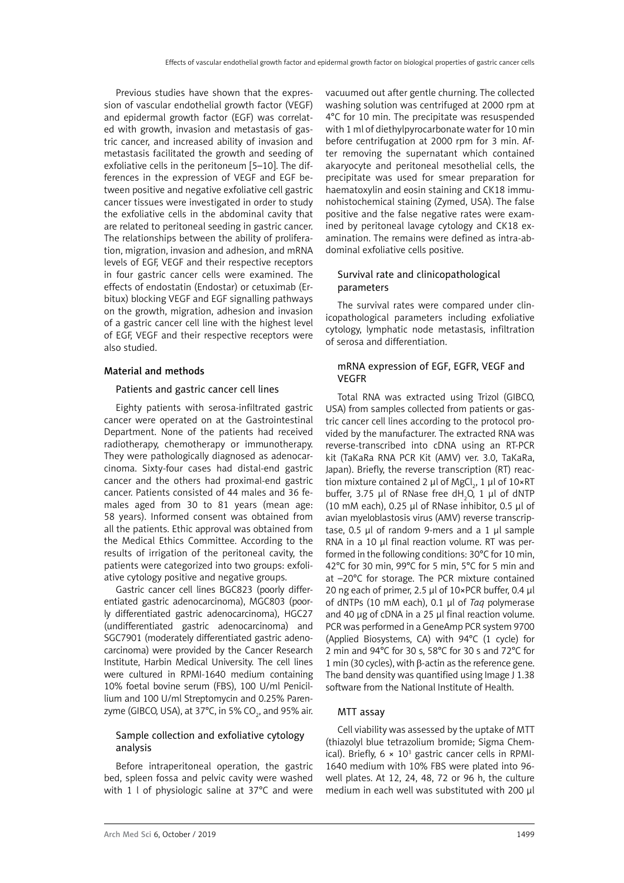Previous studies have shown that the expression of vascular endothelial growth factor (VEGF) and epidermal growth factor (EGF) was correlated with growth, invasion and metastasis of gastric cancer, and increased ability of invasion and metastasis facilitated the growth and seeding of exfoliative cells in the peritoneum [5–10]. The differences in the expression of VEGF and EGF between positive and negative exfoliative cell gastric cancer tissues were investigated in order to study the exfoliative cells in the abdominal cavity that are related to peritoneal seeding in gastric cancer. The relationships between the ability of proliferation, migration, invasion and adhesion, and mRNA levels of EGF, VEGF and their respective receptors in four gastric cancer cells were examined. The effects of endostatin (Endostar) or cetuximab (Erbitux) blocking VEGF and EGF signalling pathways on the growth, migration, adhesion and invasion of a gastric cancer cell line with the highest level of EGF, VEGF and their respective receptors were also studied.

## Material and methods

### Patients and gastric cancer cell lines

Eighty patients with serosa-infiltrated gastric cancer were operated on at the Gastrointestinal Department. None of the patients had received radiotherapy, chemotherapy or immunotherapy. They were pathologically diagnosed as adenocarcinoma. Sixty-four cases had distal-end gastric cancer and the others had proximal-end gastric cancer. Patients consisted of 44 males and 36 females aged from 30 to 81 years (mean age: 58 years). Informed consent was obtained from all the patients. Ethic approval was obtained from the Medical Ethics Committee. According to the results of irrigation of the peritoneal cavity, the patients were categorized into two groups: exfoliative cytology positive and negative groups.

Gastric cancer cell lines BGC823 (poorly differentiated gastric adenocarcinoma), MGC803 (poorly differentiated gastric adenocarcinoma), HGC27 (undifferentiated gastric adenocarcinoma) and SGC7901 (moderately differentiated gastric adenocarcinoma) were provided by the Cancer Research Institute, Harbin Medical University. The cell lines were cultured in RPMI-1640 medium containing 10% foetal bovine serum (FBS), 100 U/ml Penicillium and 100 U/ml Streptomycin and 0.25% Parenzyme (GIBCO, USA), at 37°C, in 5% $CO_2$, and 95% air.

### Sample collection and exfoliative cytology analysis

Before intraperitoneal operation, the gastric bed, spleen fossa and pelvic cavity were washed with 1 l of physiologic saline at 37°C and were vacuumed out after gentle churning. The collected washing solution was centrifuged at 2000 rpm at 4°C for 10 min. The precipitate was resuspended with 1 ml of diethylpyrocarbonate water for 10 min before centrifugation at 2000 rpm for 3 min. After removing the supernatant which contained akaryocyte and peritoneal mesothelial cells, the precipitate was used for smear preparation for haematoxylin and eosin staining and CK18 immunohistochemical staining (Zymed, USA). The false positive and the false negative rates were examined by peritoneal lavage cytology and CK18 examination. The remains were defined as intra-abdominal exfoliative cells positive.

### Survival rate and clinicopathological parameters

The survival rates were compared under clinicopathological parameters including exfoliative cytology, lymphatic node metastasis, infiltration of serosa and differentiation.

### mRNA expression of EGF, EGFR, VEGF and VEGFR

Total RNA was extracted using Trizol (GIBCO, USA) from samples collected from patients or gastric cancer cell lines according to the protocol provided by the manufacturer. The extracted RNA was reverse-transcribed into cDNA using an RT-PCR kit (TaKaRa RNA PCR Kit (AMV) ver. 3.0, TaKaRa, Japan). Briefly, the reverse transcription (RT) reaction mixture contained 2 µl of $MgCl_2$, 1 µl of 10×RT buffer, 3.75 µl of RNase free $dH_2O$, 1 µl of dNTP (10 mM each), 0.25 µl of RNase inhibitor, 0.5 µl of avian myeloblastosis virus (AMV) reverse transcriptase, 0.5 µl of random 9-mers and a 1 µl sample RNA in a 10 µl final reaction volume. RT was performed in the following conditions: 30°C for 10 min, 42°C for 30 min, 99°C for 5 min, 5°C for 5 min and at –20°C for storage. The PCR mixture contained 20 ng each of primer, 2.5 µl of 10×PCR buffer, 0.4 µl of dNTPs (10 mM each), 0.1 µl of *Taq* polymerase and 40 µg of cDNA in a 25 µl final reaction volume. PCR was performed in a GeneAmp PCR system 9700 (Applied Biosystems, CA) with 94°C (1 cycle) for 2 min and 94°C for 30 s, 58°C for 30 s and 72°C for 1 min (30 cycles), with β-actin as the reference gene. The band density was quantified using Image J 1.38 software from the National Institute of Health.

### MTT assay

Cell viability was assessed by the uptake of MTT (thiazolyl blue tetrazolium bromide; Sigma Chemical). Briefly, $6 \times 10^3$ gastric cancer cells in RPMI-1640 medium with 10% FBS were plated into 96-well plates. At 12, 24, 48, 72 or 96 h, the culture medium in each well was substituted with 200 µl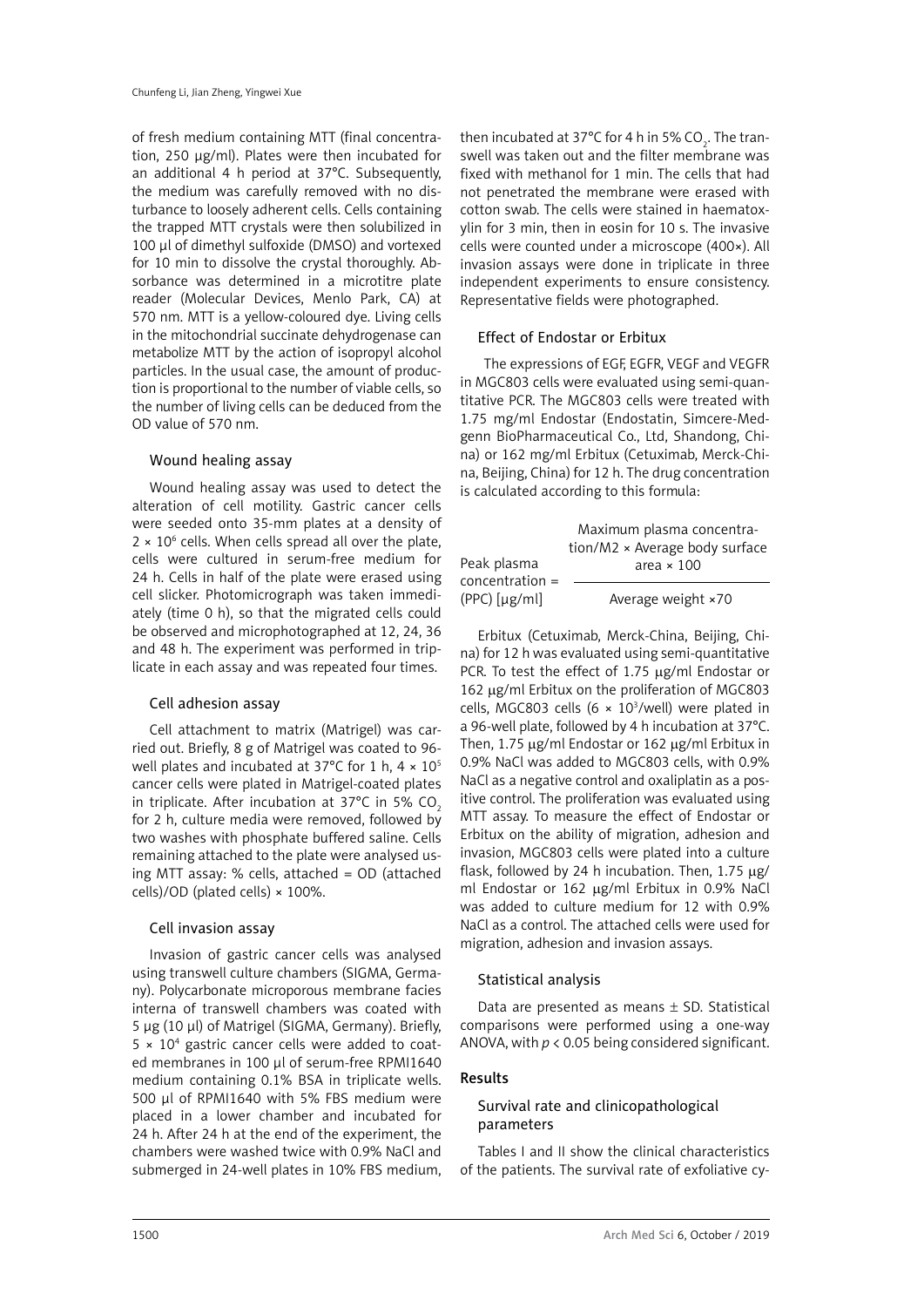of fresh medium containing MTT (final concentration, 250 μg/ml). Plates were then incubated for an additional 4 h period at 37°C. Subsequently, the medium was carefully removed with no disturbance to loosely adherent cells. Cells containing the trapped MTT crystals were then solubilized in 100 μl of dimethyl sulfoxide (DMSO) and vortexed for 10 min to dissolve the crystal thoroughly. Absorbance was determined in a microtitre plate reader (Molecular Devices, Menlo Park, CA) at 570 nm. MTT is a yellow-coloured dye. Living cells in the mitochondrial succinate dehydrogenase can metabolize MTT by the action of isopropyl alcohol particles. In the usual case, the amount of production is proportional to the number of viable cells, so the number of living cells can be deduced from the OD value of 570 nm.

### Wound healing assay

Wound healing assay was used to detect the alteration of cell motility. Gastric cancer cells were seeded onto 35-mm plates at a density of $2 \times 10^6$ cells. When cells spread all over the plate, cells were cultured in serum-free medium for 24 h. Cells in half of the plate were erased using cell slicker. Photomicrograph was taken immediately (time 0 h), so that the migrated cells could be observed and microphotographed at 12, 24, 36 and 48 h. The experiment was performed in triplicate in each assay and was repeated four times.

### Cell adhesion assay

Cell attachment to matrix (Matrigel) was carried out. Briefly, 8 g of Matrigel was coated to 96-well plates and incubated at 37°C for 1 h, $4 \times 10^5$ cancer cells were plated in Matrigel-coated plates in triplicate. After incubation at 37°C in 5% $CO_2$ for 2 h, culture media were removed, followed by two washes with phosphate buffered saline. Cells remaining attached to the plate were analysed using MTT assay: % cells, attached = OD (attached cells)/OD (plated cells) × 100%.

### Cell invasion assay

Invasion of gastric cancer cells was analysed using transwell culture chambers (SIGMA, Germany). Polycarbonate microporous membrane facies interna of transwell chambers was coated with 5 μg (10 μl) of Matrigel (SIGMA, Germany). Briefly, $5 \times 10^4$ gastric cancer cells were added to coated membranes in 100 μl of serum-free RPMI1640 medium containing 0.1% BSA in triplicate wells. 500 μl of RPMI1640 with 5% FBS medium were placed in a lower chamber and incubated for 24 h. After 24 h at the end of the experiment, the chambers were washed twice with 0.9% NaCl and submerged in 24-well plates in 10% FBS medium, then incubated at 37°C for 4 h in 5% $CO_2$. The transwell was taken out and the filter membrane was fixed with methanol for 1 min. The cells that had not penetrated the membrane were erased with cotton swab. The cells were stained in haematoxylin for 3 min, then in eosin for 10 s. The invasive cells were counted under a microscope (400×). All invasion assays were done in triplicate in three independent experiments to ensure consistency. Representative fields were photographed.

### Effect of Endostar or Erbitux

The expressions of EGF, EGFR, VEGF and VEGFR in MGC803 cells were evaluated using semi-quantitative PCR. The MGC803 cells were treated with 1.75 mg/ml Endostar (Endostatin, Simcere-Medgenn BioPharmaceutical Co., Ltd, Shandong, China) or 162 mg/ml Erbitux (Cetuximab, Merck-China, Beijing, China) for 12 h. The drug concentration is calculated according to this formula:

$$\text{Peak plasma concentration (PPC) [μg/ml]} = \frac{\text{Maximum plasma concentration/M2} \times \text{Average body surface area} \times 100}{\text{Average weight} \times 70}$$

Erbitux (Cetuximab, Merck-China, Beijing, China) for 12 h was evaluated using semi-quantitative PCR. To test the effect of 1.75 μg/ml Endostar or 162 μg/ml Erbitux on the proliferation of MGC803 cells, MGC803 cells ($6 \times 10^3$/well) were plated in a 96-well plate, followed by 4 h incubation at 37°C. Then, 1.75 μg/ml Endostar or 162 μg/ml Erbitux in 0.9% NaCl was added to MGC803 cells, with 0.9% NaCl as a negative control and oxaliplatin as a positive control. The proliferation was evaluated using MTT assay. To measure the effect of Endostar or Erbitux on the ability of migration, adhesion and invasion, MGC803 cells were plated into a culture flask, followed by 24 h incubation. Then, 1.75 μg/ml Endostar or 162 μg/ml Erbitux in 0.9% NaCl was added to culture medium for 12 with 0.9% NaCl as a control. The attached cells were used for migration, adhesion and invasion assays.

### Statistical analysis

Data are presented as means ± SD. Statistical comparisons were performed using a one-way ANOVA, with $p < 0.05$ being considered significant.

## Results

### Survival rate and clinicopathological parameters

Tables I and II show the clinical characteristics of the patients. The survival rate of exfoliative cy-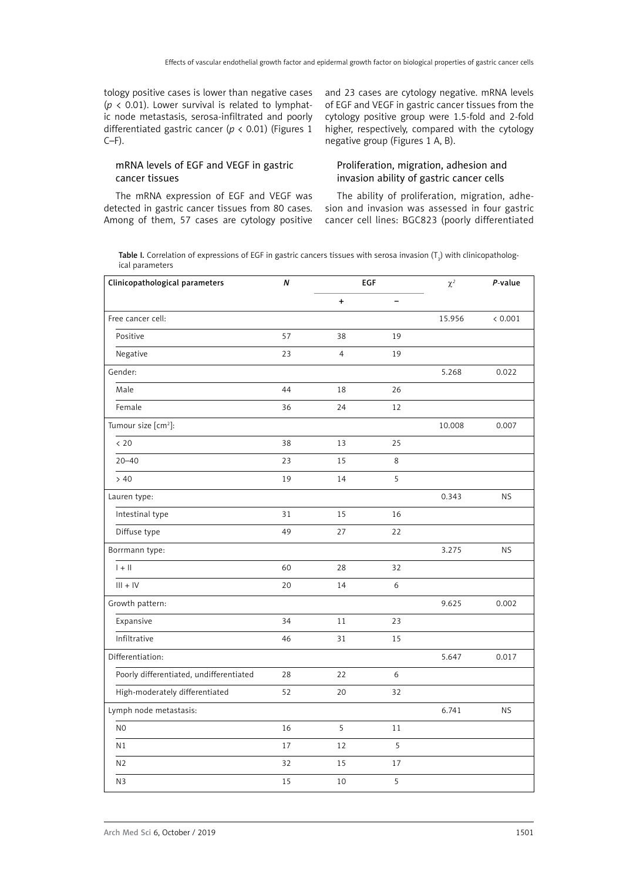tology positive cases is lower than negative cases ($p < 0.01$). Lower survival is related to lymphatic node metastasis, serosa-infiltrated and poorly differentiated gastric cancer ($p < 0.01$) (Figures 1 C–F).

### mRNA levels of EGF and VEGF in gastric cancer tissues

The mRNA expression of EGF and VEGF was detected in gastric cancer tissues from 80 cases. Among of them, 57 cases are cytology positive and 23 cases are cytology negative. mRNA levels of EGF and VEGF in gastric cancer tissues from the cytology positive group were 1.5-fold and 2-fold higher, respectively, compared with the cytology negative group (Figures 1 A, B).

### Proliferation, migration, adhesion and invasion ability of gastric cancer cells

The ability of proliferation, migration, adhesion and invasion was assessed in four gastric cancer cell lines: BGC823 (poorly differentiated

**Table I.** Correlation of expressions of EGF in gastric cancers tissues with serosa invasion ($T_3$) with clinicopathological parameters

| Clinicopathological parameters | *N* | EGF | | $\chi^2$ | *P*-value |
|---|---|---|---|---|---|
| | | + | – | | |
| Free cancer cell: | | | | 15.956 | < 0.001 |
| Positive | 57 | 38 | 19 | | |
| Negative | 23 | 4 | 19 | | |
| Gender: | | | | 5.268 | 0.022 |
| Male | 44 | 18 | 26 | | |
| Female | 36 | 24 | 12 | | |
| Tumour size [cm$^2$]: | | | | 10.008 | 0.007 |
| < 20 | 38 | 13 | 25 | | |
| 20–40 | 23 | 15 | 8 | | |
| > 40 | 19 | 14 | 5 | | |
| Lauren type: | | | | 0.343 | NS |
| Intestinal type | 31 | 15 | 16 | | |
| Diffuse type | 49 | 27 | 22 | | |
| Borrmann type: | | | | 3.275 | NS |
| I + II | 60 | 28 | 32 | | |
| III + IV | 20 | 14 | 6 | | |
| Growth pattern: | | | | 9.625 | 0.002 |
| Expansive | 34 | 11 | 23 | | |
| Infiltrative | 46 | 31 | 15 | | |
| Differentiation: | | | | 5.647 | 0.017 |
| Poorly differentiated, undifferentiated | 28 | 22 | 6 | | |
| High-moderately differentiated | 52 | 20 | 32 | | |
| Lymph node metastasis: | | | | 6.741 | NS |
| N0 | 16 | 5 | 11 | | |
| N1 | 17 | 12 | 5 | | |
| N2 | 32 | 15 | 17 | | |
| N3 | 15 | 10 | 5 | | |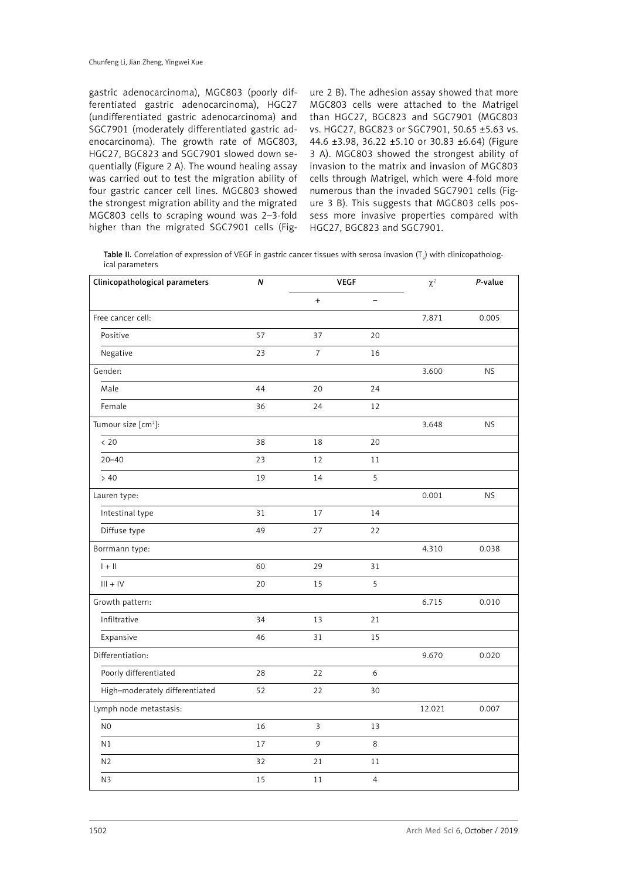gastric adenocarcinoma), MGC803 (poorly differentiated gastric adenocarcinoma), HGC27 (undifferentiated gastric adenocarcinoma) and SGC7901 (moderately differentiated gastric adenocarcinoma). The growth rate of MGC803, HGC27, BGC823 and SGC7901 slowed down sequentially (Figure 2 A). The wound healing assay was carried out to test the migration ability of four gastric cancer cell lines. MGC803 showed the strongest migration ability and the migrated MGC803 cells to scraping wound was 2–3-fold higher than the migrated SGC7901 cells (Figure 2 B). The adhesion assay showed that more MGC803 cells were attached to the Matrigel than HGC27, BGC823 and SGC7901 (MGC803 vs. HGC27, BGC823 or SGC7901, 50.65 ±5.63 vs. 44.6 ±3.98, 36.22 ±5.10 or 30.83 ±6.64) (Figure 3 A). MGC803 showed the strongest ability of invasion to the matrix and invasion of MGC803 cells through Matrigel, which were 4-fold more numerous than the invaded SGC7901 cells (Figure 3 B). This suggests that MGC803 cells possess more invasive properties compared with HGC27, BGC823 and SGC7901.

**Table II.** Correlation of expression of VEGF in gastric cancer tissues with serosa invasion ($T_3$) with clinicopathological parameters

| Clinicopathological parameters | *N* | VEGF | | $\chi^2$ | *P*-value |
|---|---|---|---|---|---|
| | | + | – | | |
| Free cancer cell: | | | | 7.871 | 0.005 |
| Positive | 57 | 37 | 20 | | |
| Negative | 23 | 7 | 16 | | |
| Gender: | | | | 3.600 | NS |
| Male | 44 | 20 | 24 | | |
| Female | 36 | 24 | 12 | | |
| Tumour size [cm²]: | | | | 3.648 | NS |
| < 20 | 38 | 18 | 20 | | |
| 20–40 | 23 | 12 | 11 | | |
| > 40 | 19 | 14 | 5 | | |
| Lauren type: | | | | 0.001 | NS |
| Intestinal type | 31 | 17 | 14 | | |
| Diffuse type | 49 | 27 | 22 | | |
| Borrmann type: | | | | 4.310 | 0.038 |
| I + II | 60 | 29 | 31 | | |
| III + IV | 20 | 15 | 5 | | |
| Growth pattern: | | | | 6.715 | 0.010 |
| Infiltrative | 34 | 13 | 21 | | |
| Expansive | 46 | 31 | 15 | | |
| Differentiation: | | | | 9.670 | 0.020 |
| Poorly differentiated | 28 | 22 | 6 | | |
| High–moderately differentiated | 52 | 22 | 30 | | |
| Lymph node metastasis: | | | | 12.021 | 0.007 |
| N0 | 16 | 3 | 13 | | |
| N1 | 17 | 9 | 8 | | |
| N2 | 32 | 21 | 11 | | |
| N3 | 15 | 11 | 4 | | |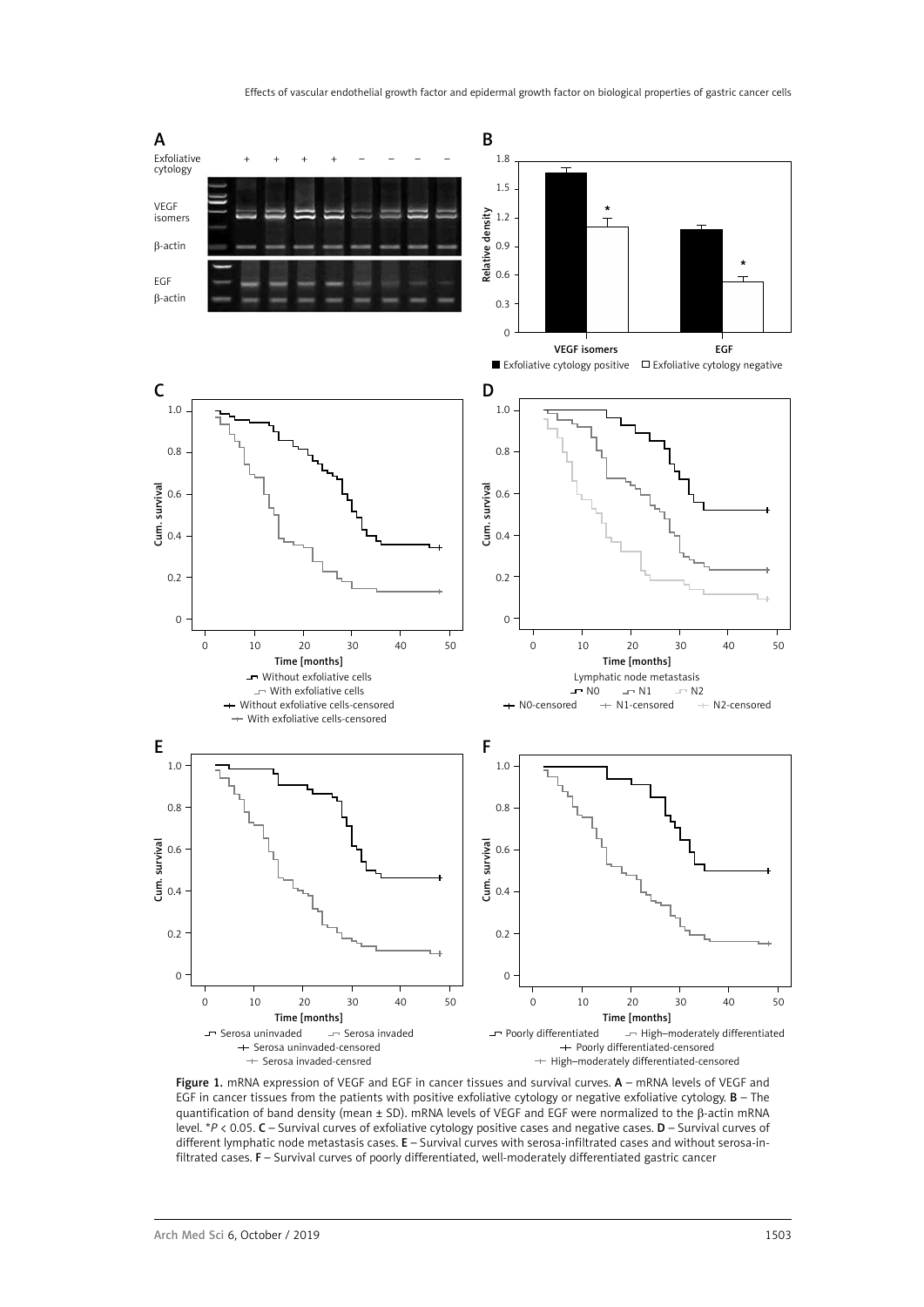Figure 1. mRNA expression of VEGF and EGF in cancer tissues and survival curves. **A** – mRNA levels of VEGF and EGF in cancer tissues from the patients with positive exfoliative cytology or negative exfoliative cytology. **B** – The quantification of band density (mean ± SD). mRNA levels of VEGF and EGF were normalized to the β-actin mRNA level. $^*P < 0.05$. **C** – Survival curves of exfoliative cytology positive cases and negative cases. **D** – Survival curves of different lymphatic node metastasis cases. **E** – Survival curves with serosa-infiltrated cases and without serosa-infiltrated cases. **F** – Survival curves of poorly differentiated, well-moderately differentiated gastric cancer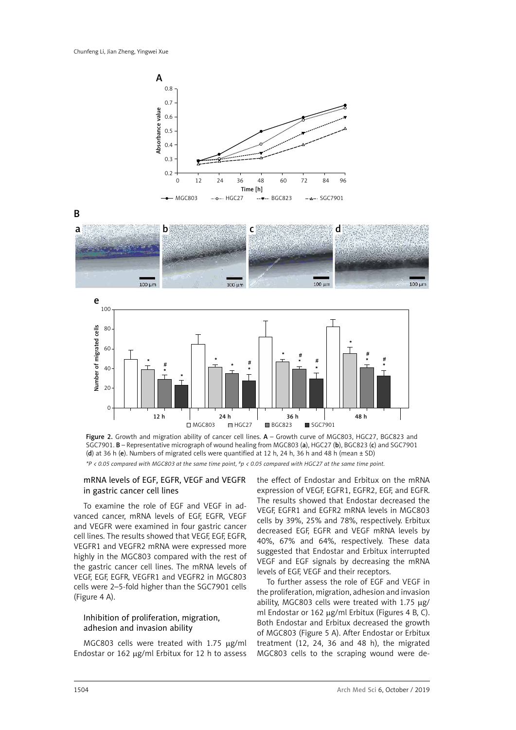Figure 2. Growth and migration ability of cancer cell lines. **A** – Growth curve of MGC803, HGC27, BGC823 and SGC7901. **B** – Representative micrograph of wound healing from MGC803 (**a**), HGC27 (**b**), BGC823 (**c**) and SGC7901 (**d**) at 36 h (**e**). Numbers of migrated cells were quantified at 12 h, 24 h, 36 h and 48 h (mean ± SD)

*\*P < 0.05 compared with MGC803 at the same time point, #p < 0.05 compared with HGC27 at the same time point.*

### mRNA levels of EGF, EGFR, VEGF and VEGFR in gastric cancer cell lines

To examine the role of EGF and VEGF in advanced cancer, mRNA levels of EGF, EGFR, VEGF and VEGFR were examined in four gastric cancer cell lines. The results showed that VEGF, EGF, EGFR, VEGFR1 and VEGFR2 mRNA were expressed more highly in the MGC803 compared with the rest of the gastric cancer cell lines. The mRNA levels of VEGF, EGF, EGFR, VEGFR1 and VEGFR2 in MGC803 cells were 2–5-fold higher than the SGC7901 cells (Figure 4 A).

### Inhibition of proliferation, migration, adhesion and invasion ability

MGC803 cells were treated with 1.75 μg/ml Endostar or 162 μg/ml Erbitux for 12 h to assess the effect of Endostar and Erbitux on the mRNA expression of VEGF, EGFR1, EGFR2, EGF, and EGFR. The results showed that Endostar decreased the VEGF, EGFR1 and EGFR2 mRNA levels in MGC803 cells by 39%, 25% and 78%, respectively. Erbitux decreased EGF, EGFR and VEGF mRNA levels by 40%, 67% and 64%, respectively. These data suggested that Endostar and Erbitux interrupted VEGF and EGF signals by decreasing the mRNA levels of EGF, VEGF and their receptors.

To further assess the role of EGF and VEGF in the proliferation, migration, adhesion and invasion ability, MGC803 cells were treated with 1.75 μg/ml Endostar or 162 μg/ml Erbitux (Figures 4 B, C). Both Endostar and Erbitux decreased the growth of MGC803 (Figure 5 A). After Endostar or Erbitux treatment (12, 24, 36 and 48 h), the migrated MGC803 cells to the scraping wound were de-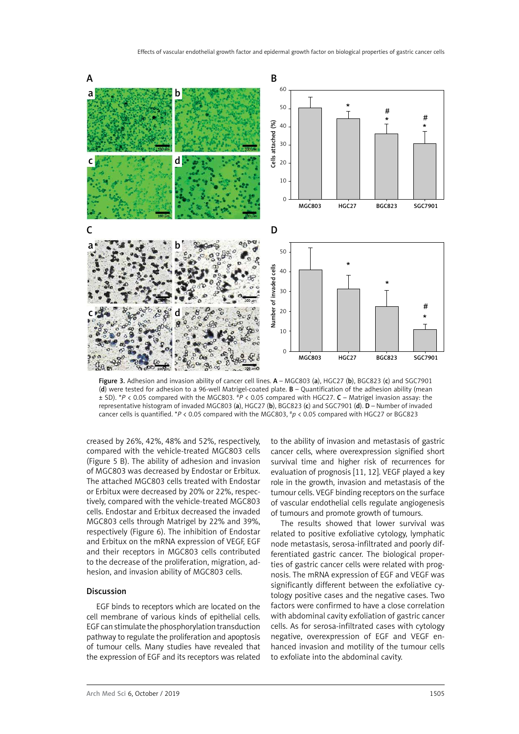**Figure 3.** Adhesion and invasion ability of cancer cell lines. **A** – MGC803 (**a**), HGC27 (**b**), BGC823 (**c**) and SGC7901 (**d**) were tested for adhesion to a 96-well Matrigel-coated plate. **B** – Quantification of the adhesion ability (mean ± SD). \**P* < 0.05 compared with the MGC803. #*P* < 0.05 compared with HGC27. **C** – Matrigel invasion assay: the representative histogram of invaded MGC803 (**a**), HGC27 (**b**), BGC823 (**c**) and SGC7901 (**d**). **D** – Number of invaded cancer cells is quantified. \**P* < 0.05 compared with the MGC803, #*p* < 0.05 compared with HGC27 or BGC823

creased by 26%, 42%, 48% and 52%, respectively, compared with the vehicle-treated MGC803 cells (Figure 5 B). The ability of adhesion and invasion of MGC803 was decreased by Endostar or Erbitux. The attached MGC803 cells treated with Endostar or Erbitux were decreased by 20% or 22%, respectively, compared with the vehicle-treated MGC803 cells. Endostar and Erbitux decreased the invaded MGC803 cells through Matrigel by 22% and 39%, respectively (Figure 6). The inhibition of Endostar and Erbitux on the mRNA expression of VEGF, EGF and their receptors in MGC803 cells contributed to the decrease of the proliferation, migration, adhesion, and invasion ability of MGC803 cells.

## Discussion

EGF binds to receptors which are located on the cell membrane of various kinds of epithelial cells. EGF can stimulate the phosphorylation transduction pathway to regulate the proliferation and apoptosis of tumour cells. Many studies have revealed that the expression of EGF and its receptors was related to the ability of invasion and metastasis of gastric cancer cells, where overexpression signified short survival time and higher risk of recurrences for evaluation of prognosis [11, 12]. VEGF played a key role in the growth, invasion and metastasis of the tumour cells. VEGF binding receptors on the surface of vascular endothelial cells regulate angiogenesis of tumours and promote growth of tumours.

The results showed that lower survival was related to positive exfoliative cytology, lymphatic node metastasis, serosa-infiltrated and poorly differentiated gastric cancer. The biological properties of gastric cancer cells were related with prognosis. The mRNA expression of EGF and VEGF was significantly different between the exfoliative cytology positive cases and the negative cases. Two factors were confirmed to have a close correlation with abdominal cavity exfoliation of gastric cancer cells. As for serosa-infiltrated cases with cytology negative, overexpression of EGF and VEGF enhanced invasion and motility of the tumour cells to exfoliate into the abdominal cavity.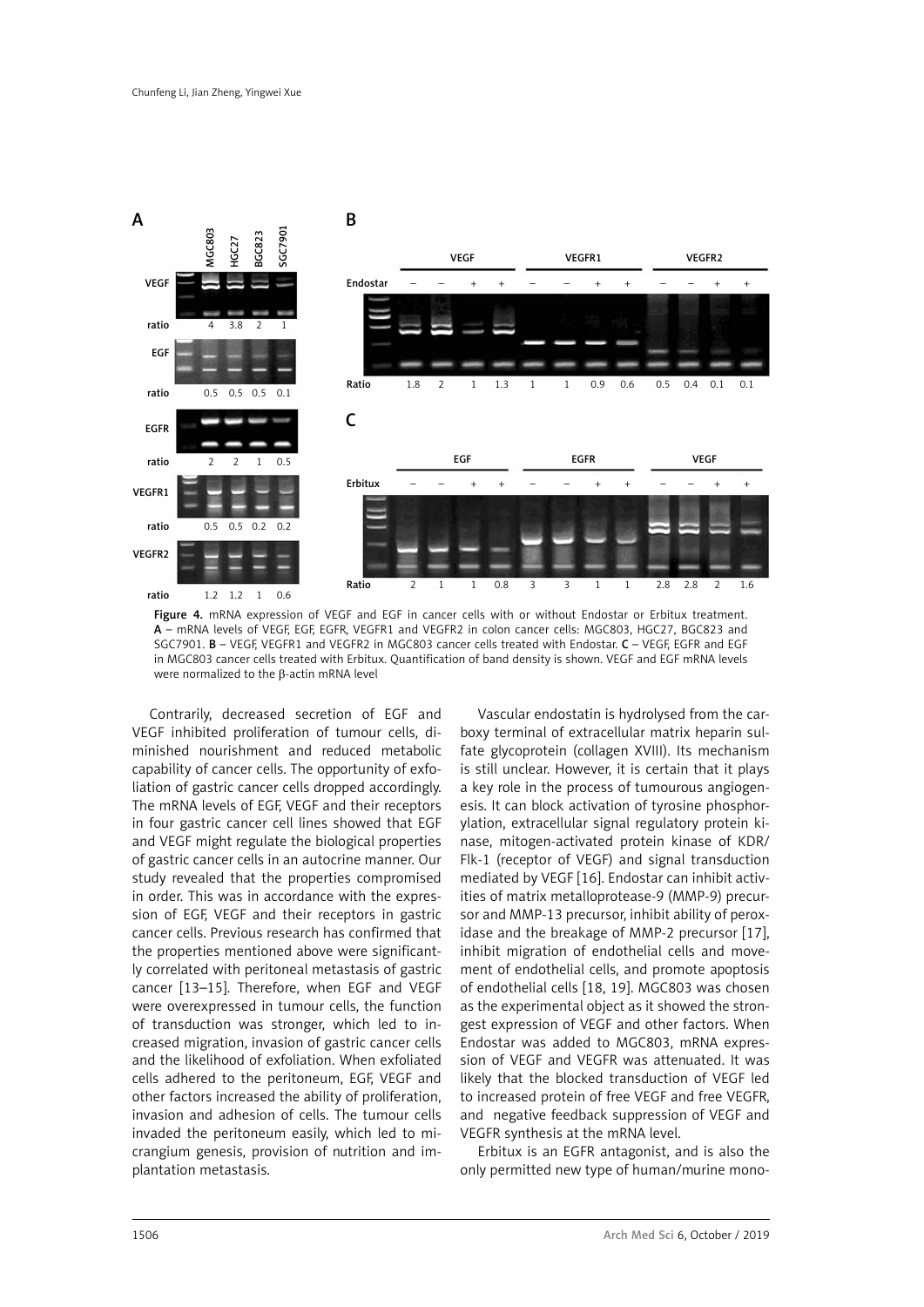Figure 4. mRNA expression of VEGF and EGF in cancer cells with or without Endostar or Erbitux treatment. **A** – mRNA levels of VEGF, EGF, EGFR, VEGFR1 and VEGFR2 in colon cancer cells: MGC803, HGC27, BGC823 and SGC7901. **B** – VEGF, VEGFR1 and VEGFR2 in MGC803 cancer cells treated with Endostar. **C** – VEGF, EGFR and EGF in MGC803 cancer cells treated with Erbitux. Quantification of band density is shown. VEGF and EGF mRNA levels were normalized to the β-actin mRNA level

Contrarily, decreased secretion of EGF and VEGF inhibited proliferation of tumour cells, diminished nourishment and reduced metabolic capability of cancer cells. The opportunity of exfoliation of gastric cancer cells dropped accordingly. The mRNA levels of EGF, VEGF and their receptors in four gastric cancer cell lines showed that EGF and VEGF might regulate the biological properties of gastric cancer cells in an autocrine manner. Our study revealed that the properties compromised in order. This was in accordance with the expression of EGF, VEGF and their receptors in gastric cancer cells. Previous research has confirmed that the properties mentioned above were significantly correlated with peritoneal metastasis of gastric cancer [13–15]. Therefore, when EGF and VEGF were overexpressed in tumour cells, the function of transduction was stronger, which led to increased migration, invasion of gastric cancer cells and the likelihood of exfoliation. When exfoliated cells adhered to the peritoneum, EGF, VEGF and other factors increased the ability of proliferation, invasion and adhesion of cells. The tumour cells invaded the peritoneum easily, which led to micrangium genesis, provision of nutrition and implantation metastasis.

Vascular endostatin is hydrolysed from the carboxy terminal of extracellular matrix heparin sulfate glycoprotein (collagen XVIII). Its mechanism is still unclear. However, it is certain that it plays a key role in the process of tumourous angiogenesis. It can block activation of tyrosine phosphorylation, extracellular signal regulatory protein kinase, mitogen-activated protein kinase of KDR/Flk-1 (receptor of VEGF) and signal transduction mediated by VEGF [16]. Endostar can inhibit activities of matrix metalloprotease-9 (MMP-9) precursor and MMP-13 precursor, inhibit ability of peroxidase and the breakage of MMP-2 precursor [17], inhibit migration of endothelial cells and movement of endothelial cells, and promote apoptosis of endothelial cells [18, 19]. MGC803 was chosen as the experimental object as it showed the strongest expression of VEGF and other factors. When Endostar was added to MGC803, mRNA expression of VEGF and VEGFR was attenuated. It was likely that the blocked transduction of VEGF led to increased protein of free VEGF and free VEGFR, and negative feedback suppression of VEGF and VEGFR synthesis at the mRNA level.

Erbitux is an EGFR antagonist, and is also the only permitted new type of human/murine mono-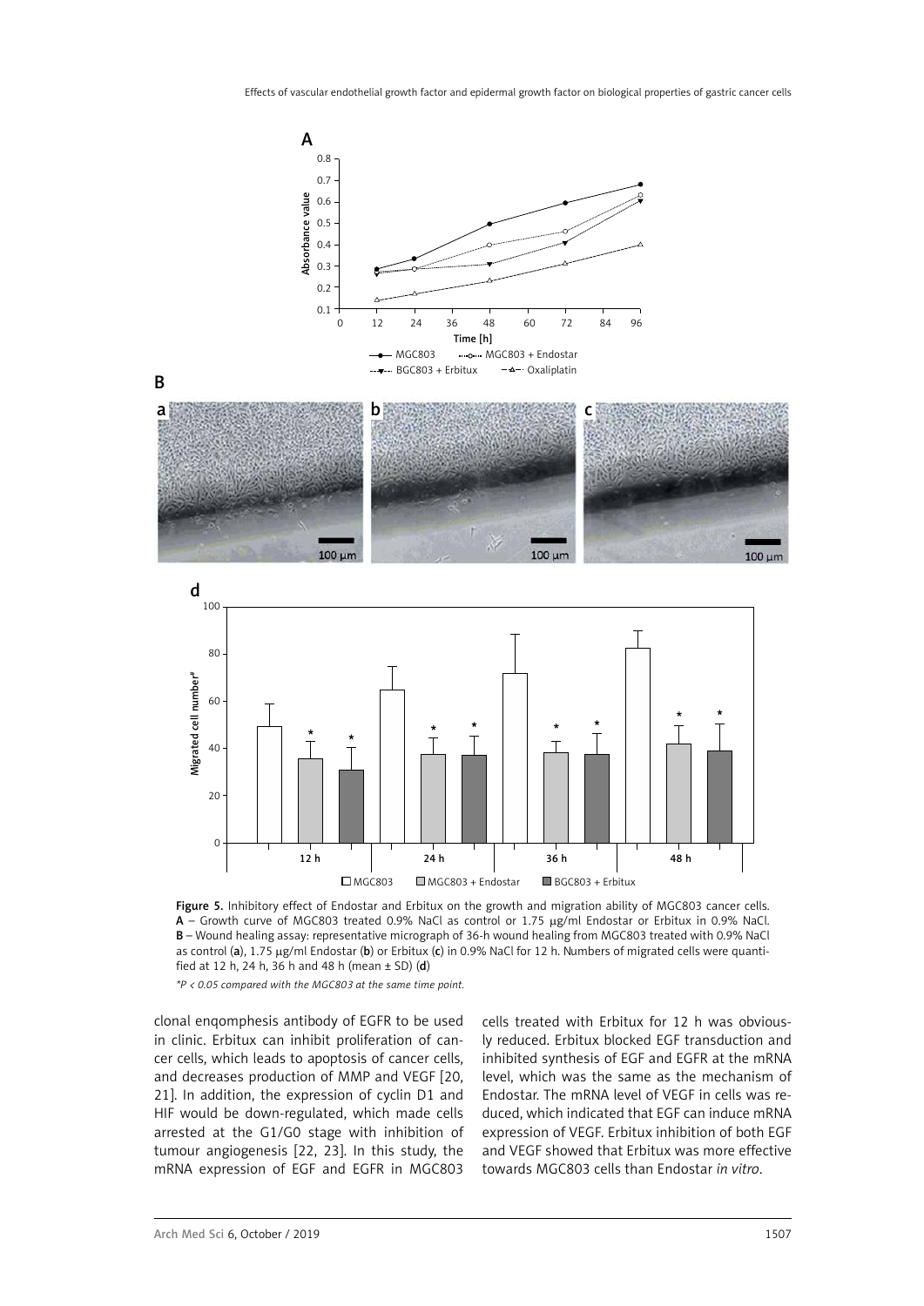Figure 5. Inhibitory effect of Endostar and Erbitux on the growth and migration ability of MGC803 cancer cells. A – Growth curve of MGC803 treated 0.9% NaCl as control or 1.75 μg/ml Endostar or Erbitux in 0.9% NaCl. B – Wound healing assay: representative micrograph of 36-h wound healing from MGC803 treated with 0.9% NaCl as control (**a**), 1.75 μg/ml Endostar (**b**) or Erbitux (**c**) in 0.9% NaCl for 12 h. Numbers of migrated cells were quantified at 12 h, 24 h, 36 h and 48 h (mean ± SD) (**d**)

*\*P < 0.05 compared with the MGC803 at the same time point.*

clonal enqomphesis antibody of EGFR to be used in clinic. Erbitux can inhibit proliferation of cancer cells, which leads to apoptosis of cancer cells, and decreases production of MMP and VEGF [20, 21]. In addition, the expression of cyclin D1 and HIF would be down-regulated, which made cells arrested at the G1/G0 stage with inhibition of tumour angiogenesis [22, 23]. In this study, the mRNA expression of EGF and EGFR in MGC803 cells treated with Erbitux for 12 h was obviously reduced. Erbitux blocked EGF transduction and inhibited synthesis of EGF and EGFR at the mRNA level, which was the same as the mechanism of Endostar. The mRNA level of VEGF in cells was reduced, which indicated that EGF can induce mRNA expression of VEGF. Erbitux inhibition of both EGF and VEGF showed that Erbitux was more effective towards MGC803 cells than Endostar *in vitro*.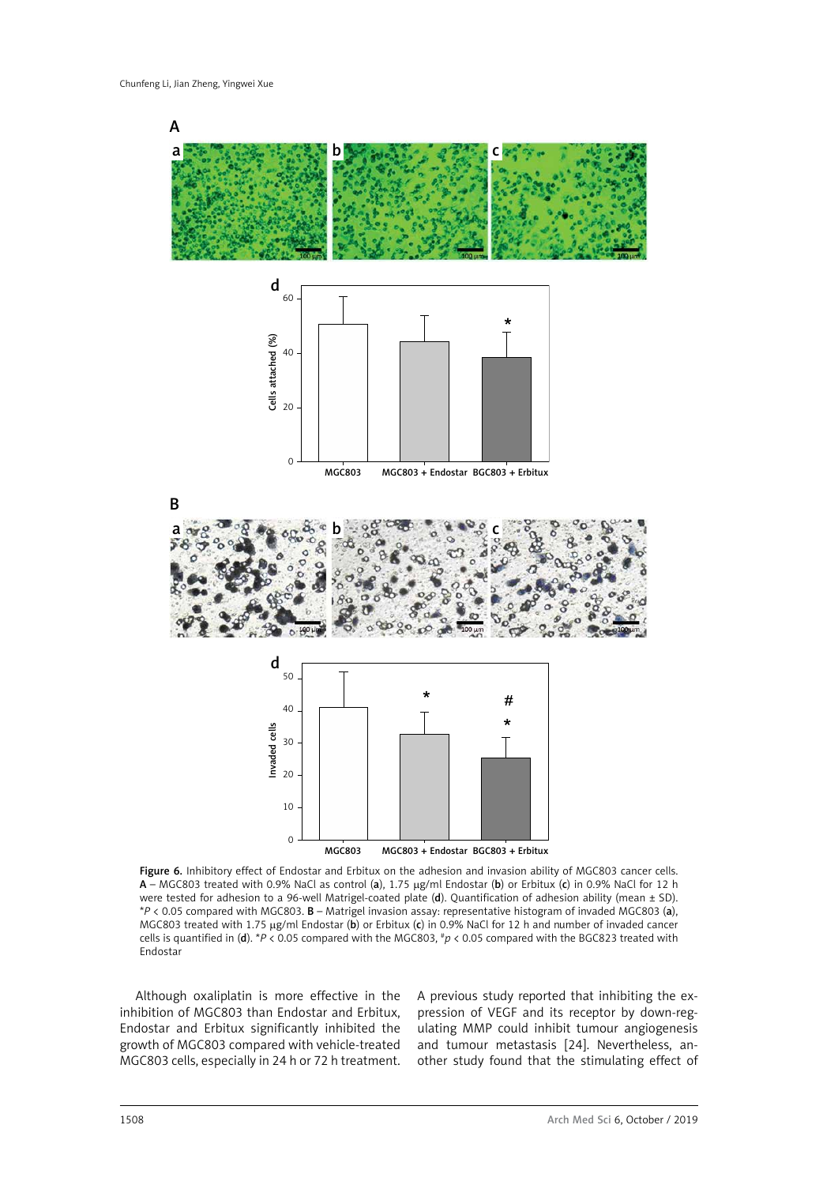Figure 6. Inhibitory effect of Endostar and Erbitux on the adhesion and invasion ability of MGC803 cancer cells. **A** – MGC803 treated with 0.9% NaCl as control (**a**), 1.75 μg/ml Endostar (**b**) or Erbitux (**c**) in 0.9% NaCl for 12 h were tested for adhesion to a 96-well Matrigel-coated plate (**d**). Quantification of adhesion ability (mean ± SD). *$P$ < 0.05 compared with MGC803. **B** – Matrigel invasion assay: representative histogram of invaded MGC803 (**a**), MGC803 treated with 1.75 μg/ml Endostar (**b**) or Erbitux (**c**) in 0.9% NaCl for 12 h and number of invaded cancer cells is quantified in (**d**). *$P$ < 0.05 compared with the MGC803, #$p$ < 0.05 compared with the BGC823 treated with Endostar

Although oxaliplatin is more effective in the inhibition of MGC803 than Endostar and Erbitux, Endostar and Erbitux significantly inhibited the growth of MGC803 compared with vehicle-treated MGC803 cells, especially in 24 h or 72 h treatment. A previous study reported that inhibiting the expression of VEGF and its receptor by down-regulating MMP could inhibit tumour angiogenesis and tumour metastasis [24]. Nevertheless, another study found that the stimulating effect of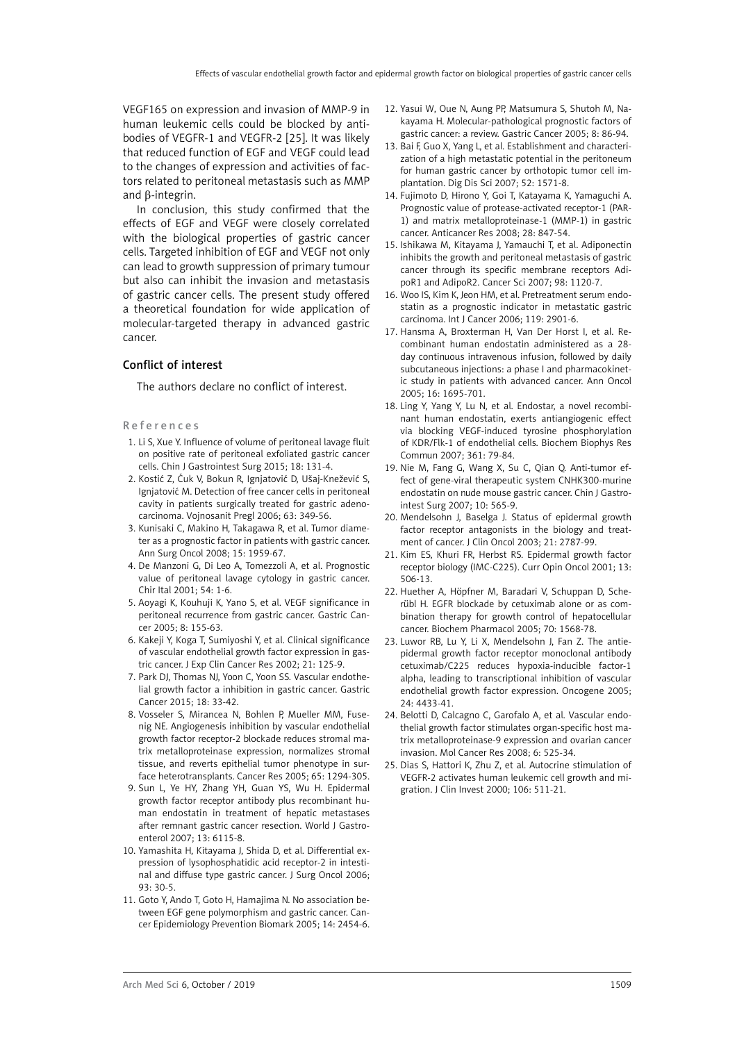VEGF165 on expression and invasion of MMP-9 in human leukemic cells could be blocked by antibodies of VEGFR-1 and VEGFR-2 [25]. It was likely that reduced function of EGF and VEGF could lead to the changes of expression and activities of factors related to peritoneal metastasis such as MMP and β-integrin.

In conclusion, this study confirmed that the effects of EGF and VEGF were closely correlated with the biological properties of gastric cancer cells. Targeted inhibition of EGF and VEGF not only can lead to growth suppression of primary tumour but also can inhibit the invasion and metastasis of gastric cancer cells. The present study offered a theoretical foundation for wide application of molecular-targeted therapy in advanced gastric cancer.

## Conflict of interest

The authors declare no conflict of interest.

## References

1. Li S, Xue Y. Influence of volume of peritoneal lavage fluit on positive rate of peritoneal exfoliated gastric cancer cells. Chin J Gastrointest Surg 2015; 18: 131-4.
2. Kostić Z, Ćuk V, Bokun R, Ignjatović D, Ušaj-Knežević S, Ignjatović M. Detection of free cancer cells in peritoneal cavity in patients surgically treated for gastric adenocarcinoma. Vojnosanit Pregl 2006; 63: 349-56.
3. Kunisaki C, Makino H, Takagawa R, et al. Tumor diameter as a prognostic factor in patients with gastric cancer. Ann Surg Oncol 2008; 15: 1959-67.
4. De Manzoni G, Di Leo A, Tomezzoli A, et al. Prognostic value of peritoneal lavage cytology in gastric cancer. Chir Ital 2001; 54: 1-6.
5. Aoyagi K, Kouhuji K, Yano S, et al. VEGF significance in peritoneal recurrence from gastric cancer. Gastric Cancer 2005; 8: 155-63.
6. Kakeji Y, Koga T, Sumiyoshi Y, et al. Clinical significance of vascular endothelial growth factor expression in gastric cancer. J Exp Clin Cancer Res 2002; 21: 125-9.
7. Park DJ, Thomas NJ, Yoon C, Yoon SS. Vascular endothelial growth factor a inhibition in gastric cancer. Gastric Cancer 2015; 18: 33-42.
8. Vosseler S, Mirancea N, Bohlen P, Mueller MM, Fusenig NE. Angiogenesis inhibition by vascular endothelial growth factor receptor-2 blockade reduces stromal matrix metalloproteinase expression, normalizes stromal tissue, and reverts epithelial tumor phenotype in surface heterotransplants. Cancer Res 2005; 65: 1294-305.
9. Sun L, Ye HY, Zhang YH, Guan YS, Wu H. Epidermal growth factor receptor antibody plus recombinant human endostatin in treatment of hepatic metastases after remnant gastric cancer resection. World J Gastroenterol 2007; 13: 6115-8.
10. Yamashita H, Kitayama J, Shida D, et al. Differential expression of lysophosphatidic acid receptor-2 in intestinal and diffuse type gastric cancer. J Surg Oncol 2006; 93: 30-5.
11. Goto Y, Ando T, Goto H, Hamajima N. No association between EGF gene polymorphism and gastric cancer. Cancer Epidemiology Prevention Biomark 2005; 14: 2454-6.
12. Yasui W, Oue N, Aung PP, Matsumura S, Shutoh M, Nakayama H. Molecular-pathological prognostic factors of gastric cancer: a review. Gastric Cancer 2005; 8: 86-94.
13. Bai F, Guo X, Yang L, et al. Establishment and characterization of a high metastatic potential in the peritoneum for human gastric cancer by orthotopic tumor cell implantation. Dig Dis Sci 2007; 52: 1571-8.
14. Fujimoto D, Hirono Y, Goi T, Katayama K, Yamaguchi A. Prognostic value of protease-activated receptor-1 (PAR-1) and matrix metalloproteinase-1 (MMP-1) in gastric cancer. Anticancer Res 2008; 28: 847-54.
15. Ishikawa M, Kitayama J, Yamauchi T, et al. Adiponectin inhibits the growth and peritoneal metastasis of gastric cancer through its specific membrane receptors AdipoR1 and AdipoR2. Cancer Sci 2007; 98: 1120-7.
16. Woo IS, Kim K, Jeon HM, et al. Pretreatment serum endostatin as a prognostic indicator in metastatic gastric carcinoma. Int J Cancer 2006; 119: 2901-6.
17. Hansma A, Broxterman H, Van Der Horst I, et al. Recombinant human endostatin administered as a 28-day continuous intravenous infusion, followed by daily subcutaneous injections: a phase I and pharmacokinetic study in patients with advanced cancer. Ann Oncol 2005; 16: 1695-701.
18. Ling Y, Yang Y, Lu N, et al. Endostar, a novel recombinant human endostatin, exerts antiangiogenic effect via blocking VEGF-induced tyrosine phosphorylation of KDR/Flk-1 of endothelial cells. Biochem Biophys Res Commun 2007; 361: 79-84.
19. Nie M, Fang G, Wang X, Su C, Qian Q. Anti-tumor effect of gene-viral therapeutic system CNHK300-murine endostatin on nude mouse gastric cancer. Chin J Gastrointest Surg 2007; 10: 565-9.
20. Mendelsohn J, Baselga J. Status of epidermal growth factor receptor antagonists in the biology and treatment of cancer. J Clin Oncol 2003; 21: 2787-99.
21. Kim ES, Khuri FR, Herbst RS. Epidermal growth factor receptor biology (IMC-C225). Curr Opin Oncol 2001; 13: 506-13.
22. Huether A, Höpfner M, Baradari V, Schuppan D, Scherübl H. EGFR blockade by cetuximab alone or as combination therapy for growth control of hepatocellular cancer. Biochem Pharmacol 2005; 70: 1568-78.
23. Luwor RB, Lu Y, Li X, Mendelsohn J, Fan Z. The antiepidermal growth factor receptor monoclonal antibody cetuximab/C225 reduces hypoxia-inducible factor-1 alpha, leading to transcriptional inhibition of vascular endothelial growth factor expression. Oncogene 2005; 24: 4433-41.
24. Belotti D, Calcagno C, Garofalo A, et al. Vascular endothelial growth factor stimulates organ-specific host matrix metalloproteinase-9 expression and ovarian cancer invasion. Mol Cancer Res 2008; 6: 525-34.
25. Dias S, Hattori K, Zhu Z, et al. Autocrine stimulation of VEGFR-2 activates human leukemic cell growth and migration. J Clin Invest 2000; 106: 511-21.